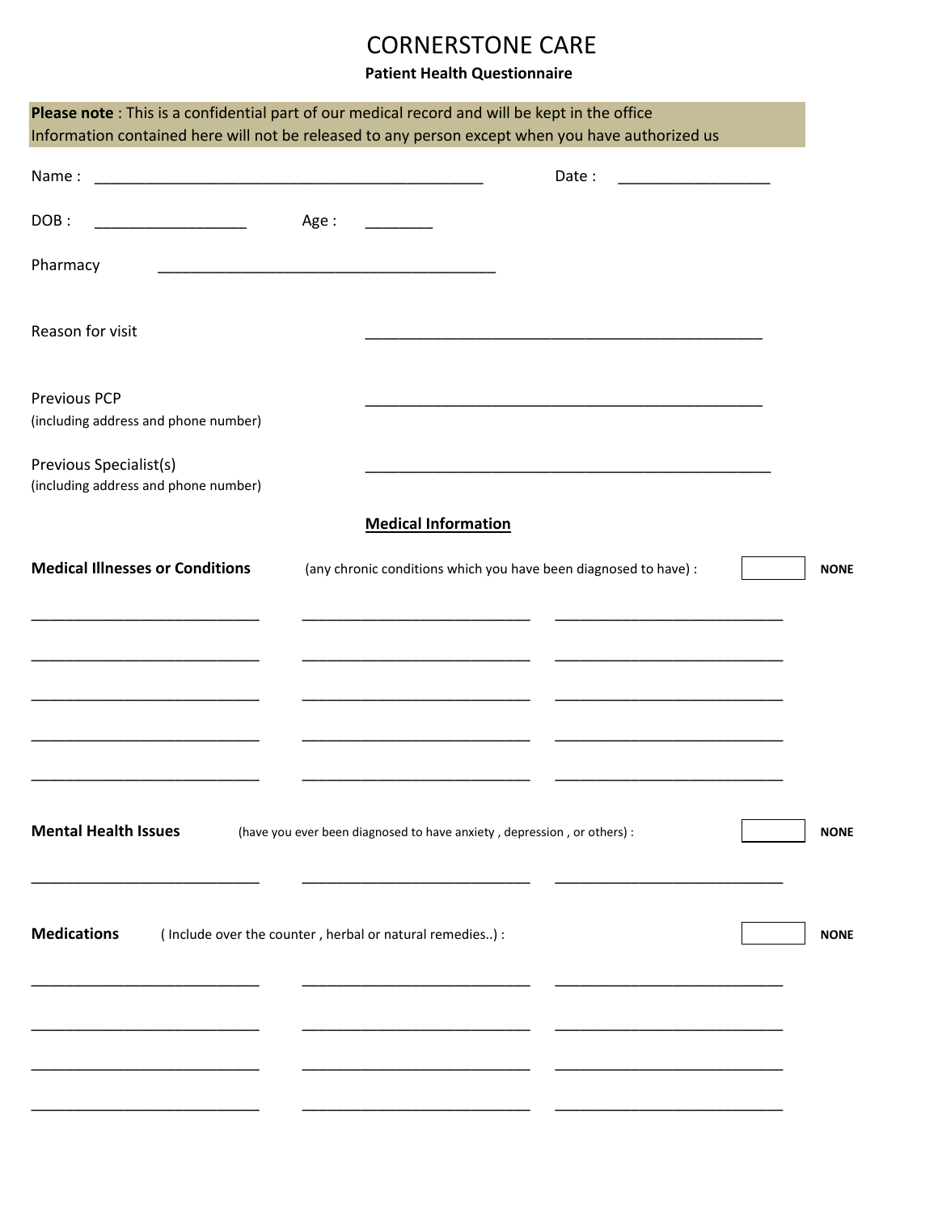# CORNERSTONE CARE

**Patient Health Questionnaire**

**Please note** : This is a confidential part of our medical record and will be kept in the office
Information contained here will not be released to any person except when you have authorized us

Name : _______________________________________________ Date : __________________

DOB : __________________ Age : ________

Pharmacy ________________________________________

Reason for visit _______________________________________________

Previous PCP _______________________________________________
(including address and phone number)

Previous Specialist(s) ________________________________________________
(including address and phone number)

## Medical Information

**Medical Illnesses or Conditions** (any chronic conditions which you have been diagnosed to have) : ☐ **NONE**

___________________________ ___________________________ ___________________________

___________________________ ___________________________ ___________________________

___________________________ ___________________________ ___________________________

___________________________ ___________________________ ___________________________

___________________________ ___________________________ ___________________________

**Mental Health Issues** (have you ever been diagnosed to have anxiety , depression , or others) : ☐ **NONE**

___________________________ ___________________________ ___________________________

**Medications** ( Include over the counter , herbal or natural remedies..) : ☐ **NONE**

___________________________ ___________________________ ___________________________

___________________________ ___________________________ ___________________________

___________________________ ___________________________ ___________________________

___________________________ ___________________________ ___________________________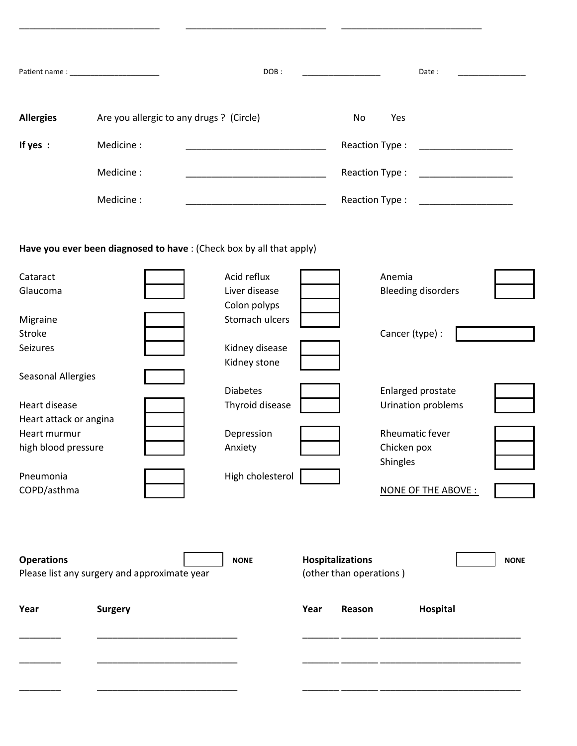\_\_\_\_\_\_\_\_\_\_\_\_\_\_\_\_\_\_\_\_\_\_\_\_\_\_\_\_ \_\_\_\_\_\_\_\_\_\_\_\_\_\_\_\_\_\_\_\_\_\_\_\_\_\_\_\_ \_\_\_\_\_\_\_\_\_\_\_\_\_\_\_\_\_\_\_\_\_\_\_\_\_\_\_\_

Patient name : \_\_\_\_\_\_\_\_\_\_\_\_\_\_\_\_\_\_\_\_\_\_ DOB : \_\_\_\_\_\_\_\_\_\_\_\_\_\_\_\_\_\_ Date : \_\_\_\_\_\_\_\_\_\_\_\_\_\_\_\_

**Allergies** Are you allergic to any drugs ? (Circle) No Yes

**If yes :**

| Medicine : | | Reaction Type : | |
|---|---|---|---|
| Medicine : | \_\_\_\_\_\_\_\_\_\_\_\_\_\_\_\_\_\_\_\_\_\_\_\_\_\_\_\_ | Reaction Type : | \_\_\_\_\_\_\_\_\_\_\_\_\_\_\_\_\_\_ |
| Medicine : | \_\_\_\_\_\_\_\_\_\_\_\_\_\_\_\_\_\_\_\_\_\_\_\_\_\_\_\_ | Reaction Type : | \_\_\_\_\_\_\_\_\_\_\_\_\_\_\_\_\_\_ |
| Medicine : | \_\_\_\_\_\_\_\_\_\_\_\_\_\_\_\_\_\_\_\_\_\_\_\_\_\_\_\_ | Reaction Type : | \_\_\_\_\_\_\_\_\_\_\_\_\_\_\_\_\_\_ |

**Have you ever been diagnosed to have** : (Check box by all that apply)

- [ ] Cataract
- [ ] Glaucoma
- [ ] Migraine
- [ ] Stroke
- [ ] Seizures
- [ ] Seasonal Allergies
- [ ] Heart disease
- [ ] Heart attack or angina
- [ ] Heart murmur
- [ ] high blood pressure
- [ ] Pneumonia
- [ ] COPD/asthma
- [ ] Acid reflux
- [ ] Liver disease
- [ ] Colon polyps
- [ ] Stomach ulcers
- [ ] Kidney disease
- [ ] Kidney stone
- [ ] Diabetes
- [ ] Thyroid disease
- [ ] Depression
- [ ] Anxiety
- [ ] High cholesterol
- [ ] Anemia
- [ ] Bleeding disorders
- Cancer (type) : \_\_\_\_\_\_\_\_\_\_\_\_
- [ ] Enlarged prostate
- [ ] Urination problems
- [ ] Rheumatic fever
- [ ] Chicken pox
- [ ] Shingles
- [ ] NONE OF THE ABOVE :

**Operations** [ ] **NONE**

Please list any surgery and approximate year

| **Year** | **Surgery** |
|---|---|
| \_\_\_\_\_\_\_\_ | \_\_\_\_\_\_\_\_\_\_\_\_\_\_\_\_\_\_\_\_\_\_\_\_\_\_\_\_ |
| \_\_\_\_\_\_\_\_ | \_\_\_\_\_\_\_\_\_\_\_\_\_\_\_\_\_\_\_\_\_\_\_\_\_\_\_\_ |
| \_\_\_\_\_\_\_\_ | \_\_\_\_\_\_\_\_\_\_\_\_\_\_\_\_\_\_\_\_\_\_\_\_\_\_\_\_ |

**Hospitalizations** [ ] **NONE**

(other than operations )

| **Year** | **Reason** | **Hospital** |
|---|---|---|
| \_\_\_\_\_\_\_ | \_\_\_\_\_\_\_ | \_\_\_\_\_\_\_\_\_\_\_\_\_\_\_\_\_\_\_\_\_\_\_\_\_\_\_\_ |
| \_\_\_\_\_\_\_ | \_\_\_\_\_\_\_ | \_\_\_\_\_\_\_\_\_\_\_\_\_\_\_\_\_\_\_\_\_\_\_\_\_\_\_\_ |
| \_\_\_\_\_\_\_ | \_\_\_\_\_\_\_ | \_\_\_\_\_\_\_\_\_\_\_\_\_\_\_\_\_\_\_\_\_\_\_\_\_\_\_\_ |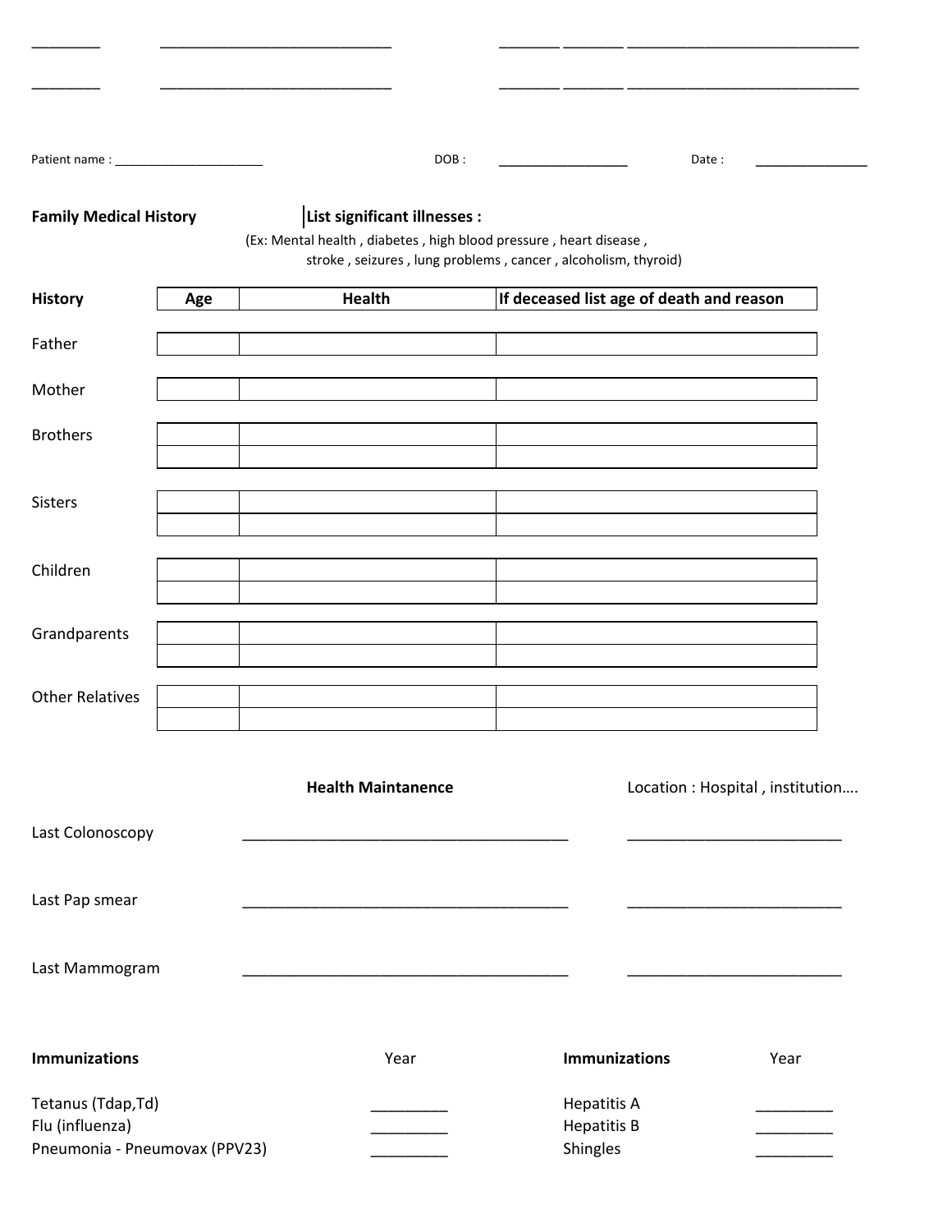________ ____________________________ _______ _______ ____________________________

________ ____________________________ _______ _______ ____________________________

Patient name : ______________________ DOB : __________________ Date : _______________

**Family Medical History** **List significant illnesses :**

(Ex: Mental health , diabetes , high blood pressure , heart disease , stroke , seizures , lung problems , cancer , alcoholism, thyroid)

| History | Age | Health | If deceased list age of death and reason |
|---|---|---|---|
| Father | | | |
| Mother | | | |
| Brothers | | | |
| | | | |
| Sisters | | | |
| | | | |
| Children | | | |
| | | | |
| Grandparents | | | |
| | | | |
| Other Relatives | | | |
| | | | |

**Health Maintanence** Location : Hospital , institution….

Last Colonoscopy ______________________________________ _________________________

Last Pap smear ______________________________________ _________________________

Last Mammogram ______________________________________ _________________________

| Immunizations | Year | Immunizations | Year |
|---|---|---|---|
| Tetanus (Tdap,Td) | _________ | Hepatitis A | _________ |
| Flu (influenza) | _________ | Hepatitis B | _________ |
| Pneumonia - Pneumovax (PPV23) | _________ | Shingles | _________ |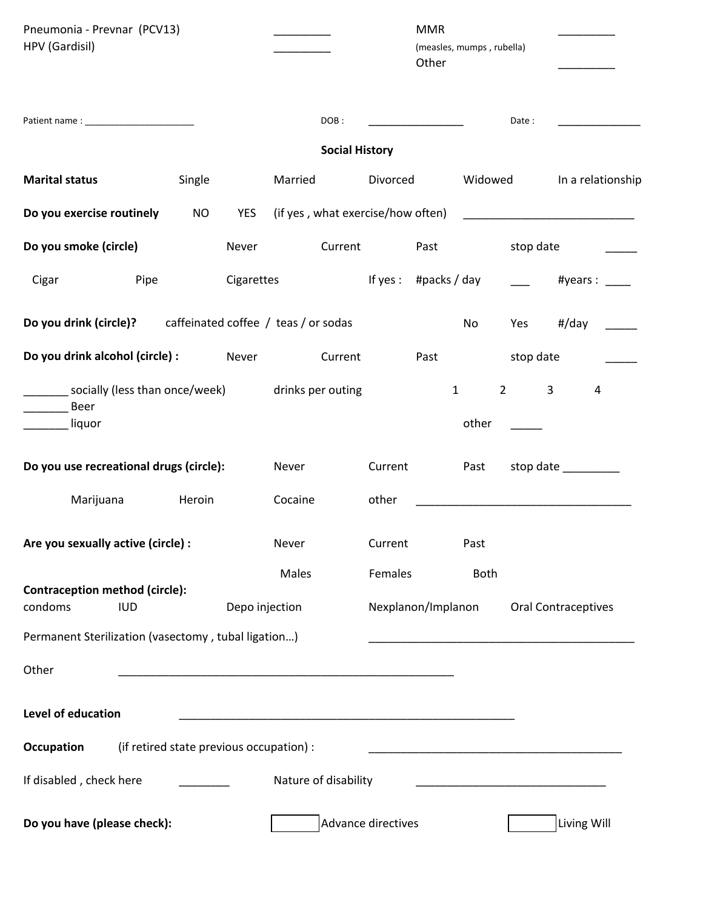Pneumonia - Prevnar (PCV13) _________ MMR _________
HPV (Gardisil) _________ (measles, mumps , rubella)
Other _________

Patient name : ______________________ DOB : _________________ Date : _______________

## Social History

**Marital status** Single Married Divorced Widowed In a relationship

**Do you exercise routinely** NO YES (if yes , what exercise/how often) ___________________________

**Do you smoke (circle)** Never Current Past stop date _____

Cigar Pipe Cigarettes If yes : #packs / day ___ #years : ____

**Do you drink (circle)?** caffeinated coffee / teas / or sodas No Yes #/day _____

**Do you drink alcohol (circle) :** Never Current Past stop date _____

_______ socially (less than once/week) drinks per outing 1 2 3 4
_______ Beer
_______ liquor other _____

**Do you use recreational drugs (circle):** Never Current Past stop date _________

Marijuana Heroin Cocaine other __________________________________

**Are you sexually active (circle) :** Never Current Past

Males Females Both

**Contraception method (circle):**
condoms IUD Depo injection Nexplanon/Implanon Oral Contraceptives

Permanent Sterilization (vasectomy , tubal ligation…) __________________________________________

Other _____________________________________________________

**Level of education** _____________________________________________________

**Occupation** (if retired state previous occupation) : ________________________________________

If disabled , check here ________ Nature of disability ______________________________

**Do you have (please check):** ☐ Advance directives ☐ Living Will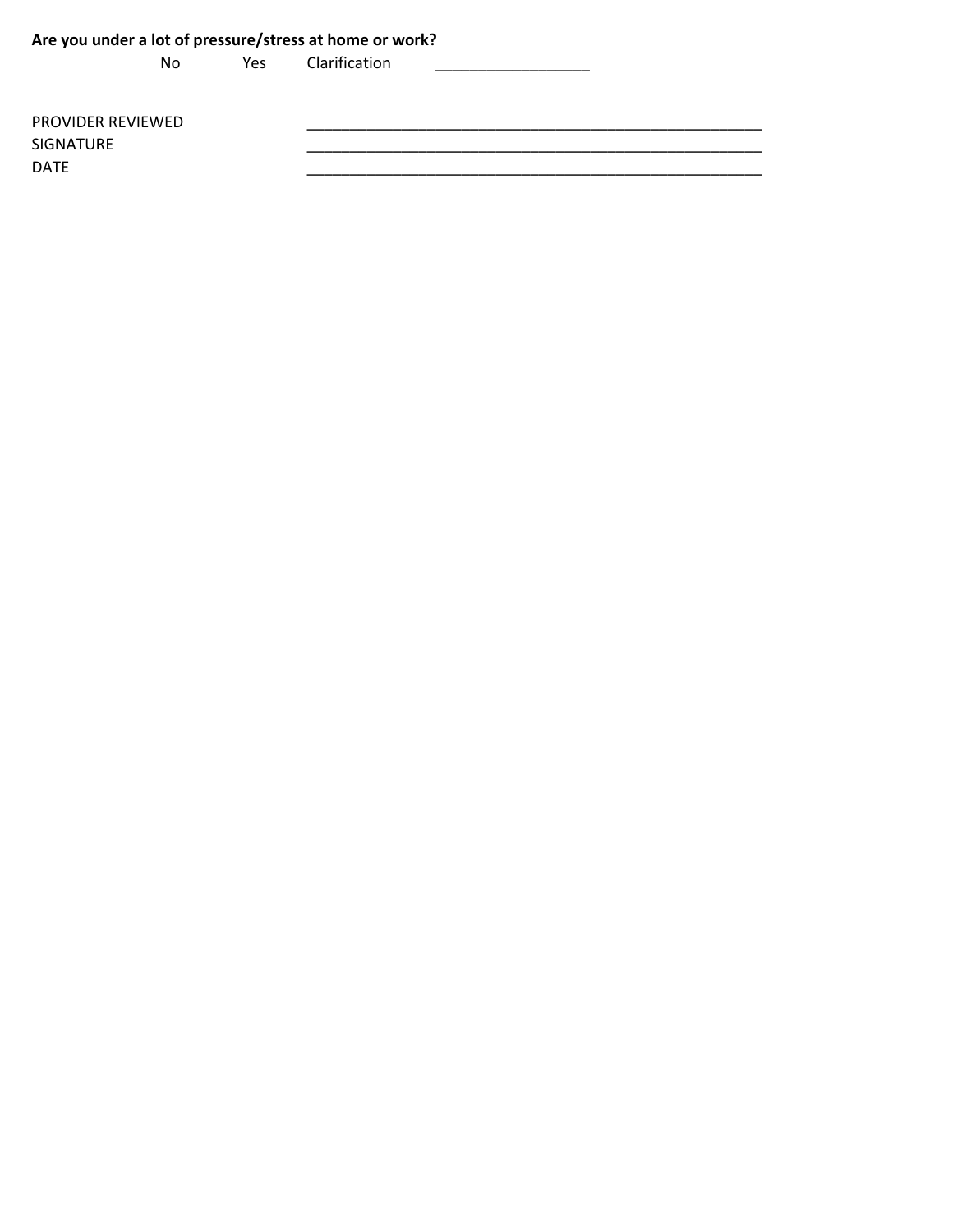**Are you under a lot of pressure/stress at home or work?**

No Yes Clarification ___________________

PROVIDER REVIEWED _________________________________________________________

SIGNATURE _________________________________________________________

DATE _________________________________________________________